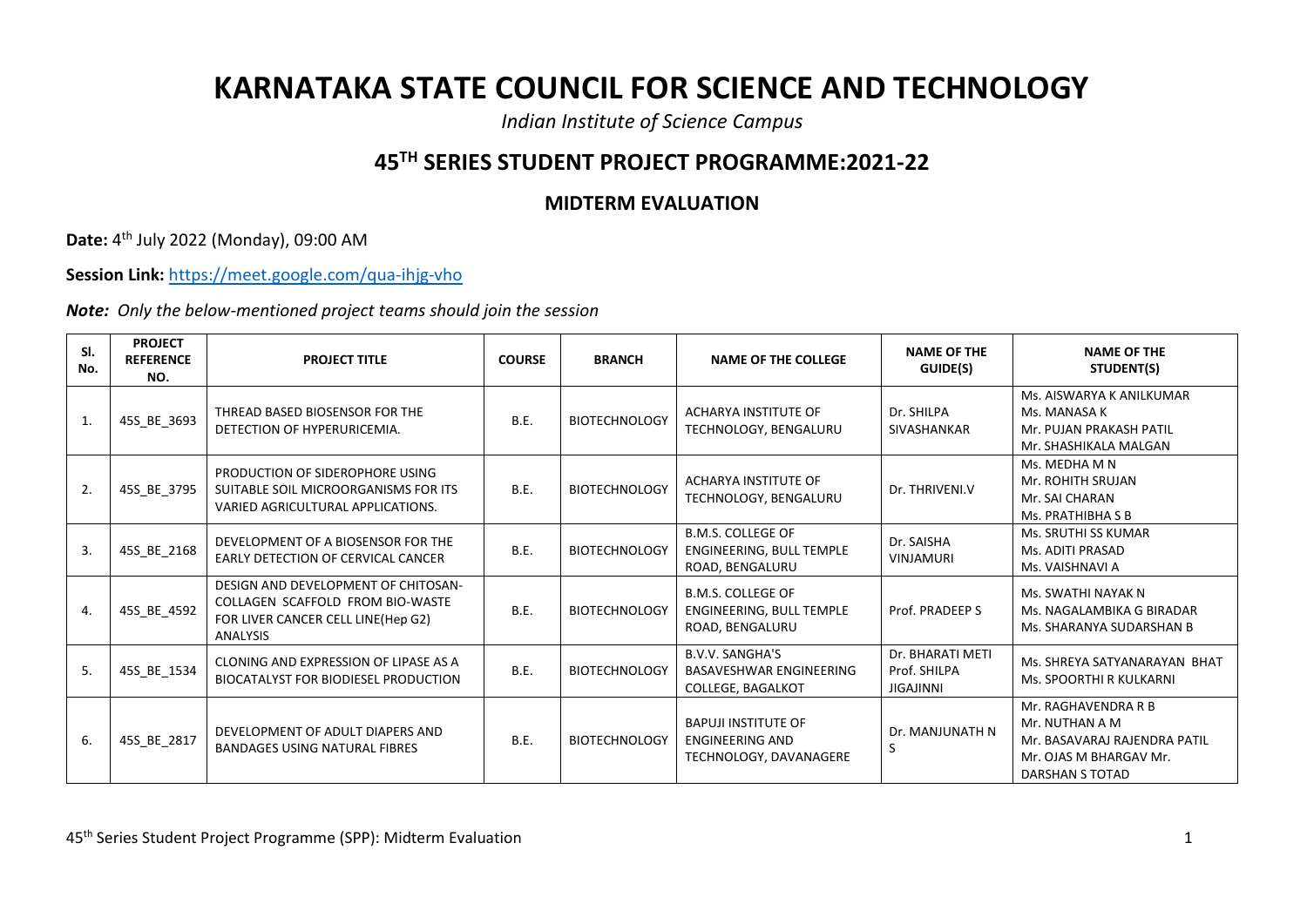# KARNATAKA STATE COUNCIL FOR SCIENCE AND TECHNOLOGY

*Indian Institute of Science Campus*

## 45TH SERIES STUDENT PROJECT PROGRAMME:2021-22

### MIDTERM EVALUATION

**Date:** 4th July 2022 (Monday), 09:00 AM

**Session Link:** https://meet.google.com/qua-ihjg-vho

***Note:*** *Only the below-mentioned project teams should join the session*

| Sl. No. | PROJECT REFERENCE NO. | PROJECT TITLE | COURSE | BRANCH | NAME OF THE COLLEGE | NAME OF THE GUIDE(S) | NAME OF THE STUDENT(S) |
|---|---|---|---|---|---|---|---|
| 1. | 45S_BE_3693 | THREAD BASED BIOSENSOR FOR THE DETECTION OF HYPERURICEMIA. | B.E. | BIOTECHNOLOGY | ACHARYA INSTITUTE OF TECHNOLOGY, BENGALURU | Dr. SHILPA SIVASHANKAR | Ms. AISWARYA K ANILKUMAR<br>Ms. MANASA K<br>Mr. PUJAN PRAKASH PATIL<br>Mr. SHASHIKALA MALGAN |
| 2. | 45S_BE_3795 | PRODUCTION OF SIDEROPHORE USING SUITABLE SOIL MICROORGANISMS FOR ITS VARIED AGRICULTURAL APPLICATIONS. | B.E. | BIOTECHNOLOGY | ACHARYA INSTITUTE OF TECHNOLOGY, BENGALURU | Dr. THRIVENI.V | Ms. MEDHA M N<br>Mr. ROHITH SRUJAN<br>Mr. SAI CHARAN<br>Ms. PRATHIBHA S B |
| 3. | 45S_BE_2168 | DEVELOPMENT OF A BIOSENSOR FOR THE EARLY DETECTION OF CERVICAL CANCER | B.E. | BIOTECHNOLOGY | B.M.S. COLLEGE OF ENGINEERING, BULL TEMPLE ROAD, BENGALURU | Dr. SAISHA VINJAMURI | Ms. SRUTHI SS KUMAR<br>Ms. ADITI PRASAD<br>Ms. VAISHNAVI A |
| 4. | 45S_BE_4592 | DESIGN AND DEVELOPMENT OF CHITOSAN-COLLAGEN SCAFFOLD FROM BIO-WASTE FOR LIVER CANCER CELL LINE(Hep G2) ANALYSIS | B.E. | BIOTECHNOLOGY | B.M.S. COLLEGE OF ENGINEERING, BULL TEMPLE ROAD, BENGALURU | Prof. PRADEEP S | Ms. SWATHI NAYAK N<br>Ms. NAGALAMBIKA G BIRADAR<br>Ms. SHARANYA SUDARSHAN B |
| 5. | 45S_BE_1534 | CLONING AND EXPRESSION OF LIPASE AS A BIOCATALYST FOR BIODIESEL PRODUCTION | B.E. | BIOTECHNOLOGY | B.V.V. SANGHA'S BASAVESHWAR ENGINEERING COLLEGE, BAGALKOT | Dr. BHARATI METI<br>Prof. SHILPA JIGAJINNI | Ms. SHREYA SATYANARAYAN BHAT<br>Ms. SPOORTHI R KULKARNI |
| 6. | 45S_BE_2817 | DEVELOPMENT OF ADULT DIAPERS AND BANDAGES USING NATURAL FIBRES | B.E. | BIOTECHNOLOGY | BAPUJI INSTITUTE OF ENGINEERING AND TECHNOLOGY, DAVANAGERE | Dr. MANJUNATH N S | Mr. RAGHAVENDRA R B<br>Mr. NUTHAN A M<br>Mr. BASAVARAJ RAJENDRA PATIL<br>Mr. OJAS M BHARGAV Mr. DARSHAN S TOTAD |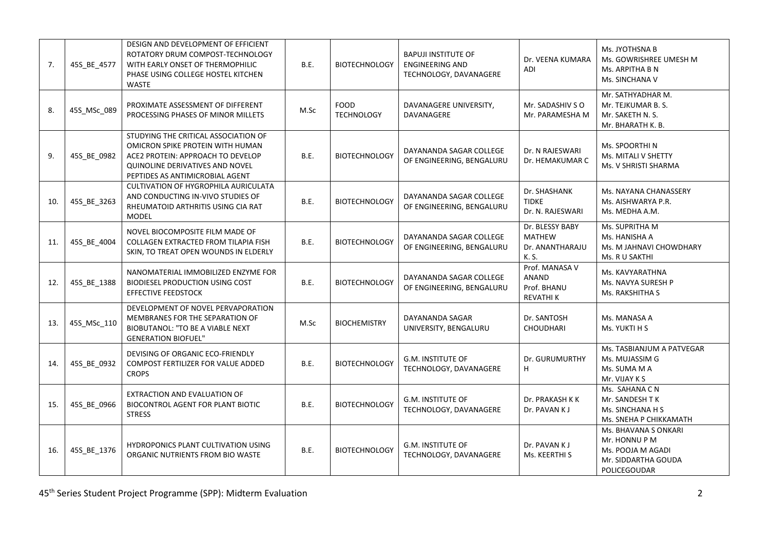| 7. | 45S_BE_4577 | DESIGN AND DEVELOPMENT OF EFFICIENT ROTATORY DRUM COMPOST-TECHNOLOGY WITH EARLY ONSET OF THERMOPHILIC PHASE USING COLLEGE HOSTEL KITCHEN WASTE | B.E. | BIOTECHNOLOGY | BAPUJI INSTITUTE OF ENGINEERING AND TECHNOLOGY, DAVANAGERE | Dr. VEENA KUMARA ADI | Ms. JYOTHSNA B<br>Ms. GOWRISHREE UMESH M<br>Ms. ARPITHA B N<br>Ms. SINCHANA V |
|---|---|---|---|---|---|---|---|
| 8. | 45S_MSc_089 | PROXIMATE ASSESSMENT OF DIFFERENT PROCESSING PHASES OF MINOR MILLETS | M.Sc | FOOD TECHNOLOGY | DAVANAGERE UNIVERSITY, DAVANAGERE | Mr. SADASHIV S O<br>Mr. PARAMESHA M | Mr. SATHYADHAR M.<br>Mr. TEJKUMAR B. S.<br>Mr. SAKETH N. S.<br>Mr. BHARATH K. B. |
| 9. | 45S_BE_0982 | STUDYING THE CRITICAL ASSOCIATION OF OMICRON SPIKE PROTEIN WITH HUMAN ACE2 PROTEIN: APPROACH TO DEVELOP QUINOLINE DERIVATIVES AND NOVEL PEPTIDES AS ANTIMICROBIAL AGENT | B.E. | BIOTECHNOLOGY | DAYANANDA SAGAR COLLEGE OF ENGINEERING, BENGALURU | Dr. N RAJESWARI<br>Dr. HEMAKUMAR C | Ms. SPOORTHI N<br>Ms. MITALI V SHETTY<br>Ms. V SHRISTI SHARMA |
| 10. | 45S_BE_3263 | CULTIVATION OF HYGROPHILA AURICULATA AND CONDUCTING IN-VIVO STUDIES OF RHEUMATOID ARTHRITIS USING CIA RAT MODEL | B.E. | BIOTECHNOLOGY | DAYANANDA SAGAR COLLEGE OF ENGINEERING, BENGALURU | Dr. SHASHANK TIDKE<br>Dr. N. RAJESWARI | Ms. NAYANA CHANASSERY<br>Ms. AISHWARYA P.R.<br>Ms. MEDHA A.M. |
| 11. | 45S_BE_4004 | NOVEL BIOCOMPOSITE FILM MADE OF COLLAGEN EXTRACTED FROM TILAPIA FISH SKIN, TO TREAT OPEN WOUNDS IN ELDERLY | B.E. | BIOTECHNOLOGY | DAYANANDA SAGAR COLLEGE OF ENGINEERING, BENGALURU | Dr. BLESSY BABY MATHEW<br>Dr. ANANTHARAJU K. S. | Ms. SUPRITHA M<br>Ms. HANISHA A<br>Ms. M JAHNAVI CHOWDHARY<br>Ms. R U SAKTHI |
| 12. | 45S_BE_1388 | NANOMATERIAL IMMOBILIZED ENZYME FOR BIODIESEL PRODUCTION USING COST EFFECTIVE FEEDSTOCK | B.E. | BIOTECHNOLOGY | DAYANANDA SAGAR COLLEGE OF ENGINEERING, BENGALURU | Prof. MANASA V ANAND<br>Prof. BHANU REVATHI K | Ms. KAVYARATHNA<br>Ms. NAVYA SURESH P<br>Ms. RAKSHITHA S |
| 13. | 45S_MSc_110 | DEVELOPMENT OF NOVEL PERVAPORATION MEMBRANES FOR THE SEPARATION OF BIOBUTANOL: "TO BE A VIABLE NEXT GENERATION BIOFUEL" | M.Sc | BIOCHEMISTRY | DAYANANDA SAGAR UNIVERSITY, BENGALURU | Dr. SANTOSH CHOUDHARI | Ms. MANASA A<br>Ms. YUKTI H S |
| 14. | 45S_BE_0932 | DEVISING OF ORGANIC ECO-FRIENDLY COMPOST FERTILIZER FOR VALUE ADDED CROPS | B.E. | BIOTECHNOLOGY | G.M. INSTITUTE OF TECHNOLOGY, DAVANAGERE | Dr. GURUMURTHY H | Ms. TASBIANJUM A PATVEGAR<br>Ms. MUJASSIM G<br>Ms. SUMA M A<br>Mr. VIJAY K S |
| 15. | 45S_BE_0966 | EXTRACTION AND EVALUATION OF BIOCONTROL AGENT FOR PLANT BIOTIC STRESS | B.E. | BIOTECHNOLOGY | G.M. INSTITUTE OF TECHNOLOGY, DAVANAGERE | Dr. PRAKASH K K<br>Dr. PAVAN K J | Ms. SAHANA C N<br>Mr. SANDESH T K<br>Ms. SINCHANA H S<br>Ms. SNEHA P CHIKKAMATH |
| 16. | 45S_BE_1376 | HYDROPONICS PLANT CULTIVATION USING ORGANIC NUTRIENTS FROM BIO WASTE | B.E. | BIOTECHNOLOGY | G.M. INSTITUTE OF TECHNOLOGY, DAVANAGERE | Dr. PAVAN K J<br>Ms. KEERTHI S | Ms. BHAVANA S ONKARI<br>Mr. HONNU P M<br>Ms. POOJA M AGADI<br>Mr. SIDDARTHA GOUDA POLICEGOUDAR |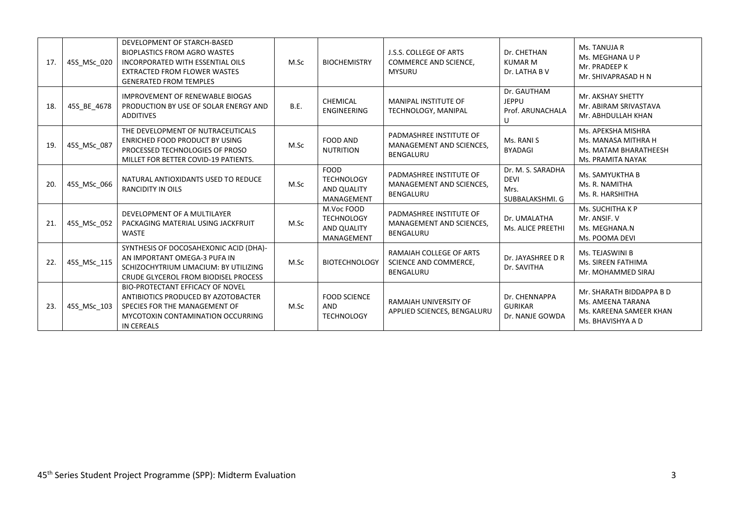| | | | | | | | |
|---|---|---|---|---|---|---|---|
| 17. | 45S_MSc_020 | DEVELOPMENT OF STARCH-BASED BIOPLASTICS FROM AGRO WASTES INCORPORATED WITH ESSENTIAL OILS EXTRACTED FROM FLOWER WASTES GENERATED FROM TEMPLES | M.Sc | BIOCHEMISTRY | J.S.S. COLLEGE OF ARTS COMMERCE AND SCIENCE, MYSURU | Dr. CHETHAN KUMAR M<br>Dr. LATHA B V | Ms. TANUJA R<br>Ms. MEGHANA U P<br>Mr. PRADEEP K<br>Mr. SHIVAPRASAD H N |
| 18. | 45S_BE_4678 | IMPROVEMENT OF RENEWABLE BIOGAS PRODUCTION BY USE OF SOLAR ENERGY AND ADDITIVES | B.E. | CHEMICAL ENGINEERING | MANIPAL INSTITUTE OF TECHNOLOGY, MANIPAL | Dr. GAUTHAM JEPPU<br>Prof. ARUNACHALA U | Mr. AKSHAY SHETTY<br>Mr. ABIRAM SRIVASTAVA<br>Mr. ABHDULLAH KHAN |
| 19. | 45S_MSc_087 | THE DEVELOPMENT OF NUTRACEUTICALS ENRICHED FOOD PRODUCT BY USING PROCESSED TECHNOLOGIES OF PROSO MILLET FOR BETTER COVID-19 PATIENTS. | M.Sc | FOOD AND NUTRITION | PADMASHREE INSTITUTE OF MANAGEMENT AND SCIENCES, BENGALURU | Ms. RANI S BYADAGI | Ms. APEKSHA MISHRA<br>Ms. MANASA MITHRA H<br>Ms. MATAM BHARATHEESH<br>Ms. PRAMITA NAYAK |
| 20. | 45S_MSc_066 | NATURAL ANTIOXIDANTS USED TO REDUCE RANCIDITY IN OILS | M.Sc | FOOD TECHNOLOGY AND QUALITY MANAGEMENT | PADMASHREE INSTITUTE OF MANAGEMENT AND SCIENCES, BENGALURU | Dr. M. S. SARADHA DEVI<br>Mrs. SUBBALAKSHMI. G | Ms. SAMYUKTHA B<br>Ms. R. NAMITHA<br>Ms. R. HARSHITHA |
| 21. | 45S_MSc_052 | DEVELOPMENT OF A MULTILAYER PACKAGING MATERIAL USING JACKFRUIT WASTE | M.Sc | M.Voc FOOD TECHNOLOGY AND QUALITY MANAGEMENT | PADMASHREE INSTITUTE OF MANAGEMENT AND SCIENCES, BENGALURU | Dr. UMALATHA<br>Ms. ALICE PREETHI | Ms. SUCHITHA K P<br>Mr. ANSIF. V<br>Ms. MEGHANA.N<br>Ms. POOMA DEVI |
| 22. | 45S_MSc_115 | SYNTHESIS OF DOCOSAHEXONIC ACID (DHA)- AN IMPORTANT OMEGA-3 PUFA IN SCHIZOCHYTRIUM LIMACIUM: BY UTILIZING CRUDE GLYCEROL FROM BIODISEL PROCESS | M.Sc | BIOTECHNOLOGY | RAMAIAH COLLEGE OF ARTS SCIENCE AND COMMERCE, BENGALURU | Dr. JAYASHREE D R<br>Dr. SAVITHA | Ms. TEJASWINI B<br>Ms. SIREEN FATHIMA<br>Mr. MOHAMMED SIRAJ |
| 23. | 45S_MSc_103 | BIO-PROTECTANT EFFICACY OF NOVEL ANTIBIOTICS PRODUCED BY AZOTOBACTER SPECIES FOR THE MANAGEMENT OF MYCOTOXIN CONTAMINATION OCCURRING IN CEREALS | M.Sc | FOOD SCIENCE AND TECHNOLOGY | RAMAIAH UNIVERSITY OF APPLIED SCIENCES, BENGALURU | Dr. CHENNAPPA GURIKAR<br>Dr. NANJE GOWDA | Mr. SHARATH BIDDAPPA B D<br>Ms. AMEENA TARANA<br>Ms. KAREENA SAMEER KHAN<br>Ms. BHAVISHYA A D |